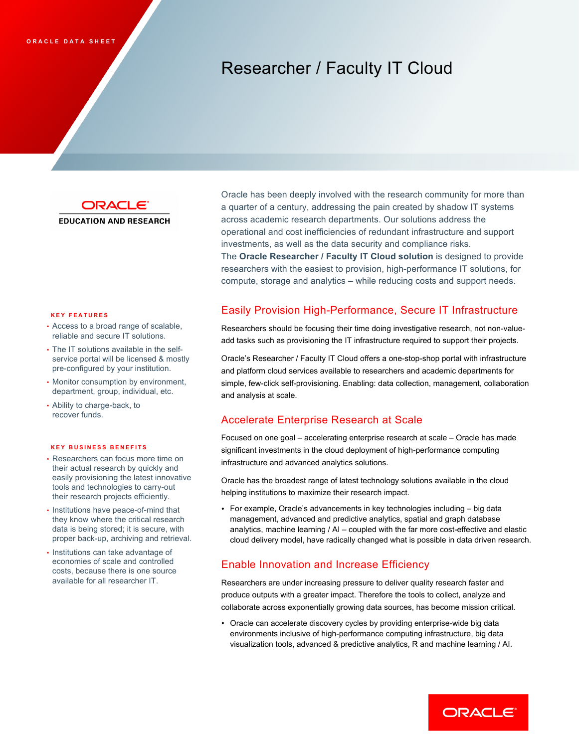ORACLE DATA SHEET

# Researcher / Faculty IT Cloud

ORACLE EDUCATION AND RESEARCH

Oracle has been deeply involved with the research community for more than a quarter of a century, addressing the pain created by shadow IT systems across academic research departments. Our solutions address the operational and cost inefficiencies of redundant infrastructure and support investments, as well as the data security and compliance risks.
The **Oracle Researcher / Faculty IT Cloud solution** is designed to provide researchers with the easiest to provision, high-performance IT solutions, for compute, storage and analytics – while reducing costs and support needs.

## Easily Provision High-Performance, Secure IT Infrastructure

Researchers should be focusing their time doing investigative research, not non-value-add tasks such as provisioning the IT infrastructure required to support their projects.

Oracle's Researcher / Faculty IT Cloud offers a one-stop-shop portal with infrastructure and platform cloud services available to researchers and academic departments for simple, few-click self-provisioning. Enabling: data collection, management, collaboration and analysis at scale.

## Accelerate Enterprise Research at Scale

Focused on one goal – accelerating enterprise research at scale – Oracle has made significant investments in the cloud deployment of high-performance computing infrastructure and advanced analytics solutions.

Oracle has the broadest range of latest technology solutions available in the cloud helping institutions to maximize their research impact.

- For example, Oracle's advancements in key technologies including – big data management, advanced and predictive analytics, spatial and graph database analytics, machine learning / AI – coupled with the far more cost-effective and elastic cloud delivery model, have radically changed what is possible in data driven research.

## Enable Innovation and Increase Efficiency

Researchers are under increasing pressure to deliver quality research faster and produce outputs with a greater impact. Therefore the tools to collect, analyze and collaborate across exponentially growing data sources, has become mission critical.

- Oracle can accelerate discovery cycles by providing enterprise-wide big data environments inclusive of high-performance computing infrastructure, big data visualization tools, advanced & predictive analytics, R and machine learning / AI.

### KEY FEATURES

- Access to a broad range of scalable, reliable and secure IT solutions.
- The IT solutions available in the self-service portal will be licensed & mostly pre-configured by your institution.
- Monitor consumption by environment, department, group, individual, etc.
- Ability to charge-back, to recover funds.

### KEY BUSINESS BENEFITS

- Researchers can focus more time on their actual research by quickly and easily provisioning the latest innovative tools and technologies to carry-out their research projects efficiently.
- Institutions have peace-of-mind that they know where the critical research data is being stored; it is secure, with proper back-up, archiving and retrieval.
- Institutions can take advantage of economies of scale and controlled costs, because there is one source available for all researcher IT.

ORACLE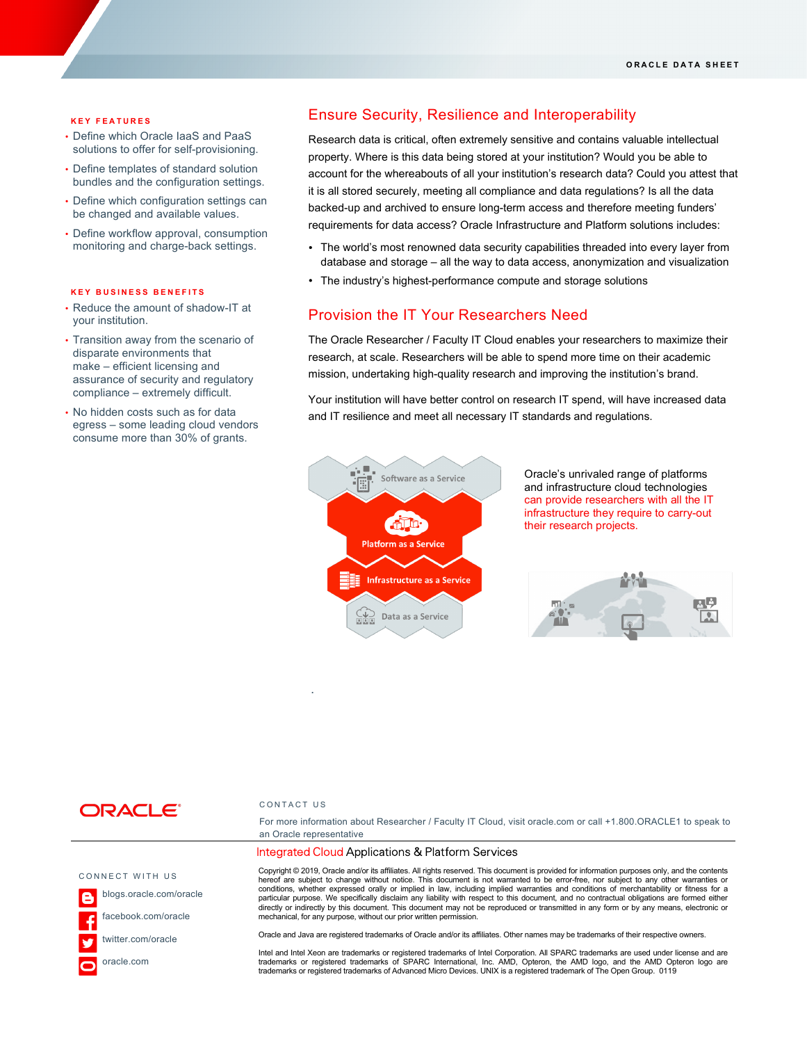## KEY FEATURES

- Define which Oracle IaaS and PaaS solutions to offer for self-provisioning.
- Define templates of standard solution bundles and the configuration settings.
- Define which configuration settings can be changed and available values.
- Define workflow approval, consumption monitoring and charge-back settings.

## KEY BUSINESS BENEFITS

- Reduce the amount of shadow-IT at your institution.
- Transition away from the scenario of disparate environments that make – efficient licensing and assurance of security and regulatory compliance – extremely difficult.
- No hidden costs such as for data egress – some leading cloud vendors consume more than 30% of grants.

## Ensure Security, Resilience and Interoperability

Research data is critical, often extremely sensitive and contains valuable intellectual property. Where is this data being stored at your institution? Would you be able to account for the whereabouts of all your institution's research data? Could you attest that it is all stored securely, meeting all compliance and data regulations? Is all the data backed-up and archived to ensure long-term access and therefore meeting funders' requirements for data access? Oracle Infrastructure and Platform solutions includes:

- The world's most renowned data security capabilities threaded into every layer from database and storage – all the way to data access, anonymization and visualization
- The industry's highest-performance compute and storage solutions

## Provision the IT Your Researchers Need

The Oracle Researcher / Faculty IT Cloud enables your researchers to maximize their research, at scale. Researchers will be able to spend more time on their academic mission, undertaking high-quality research and improving the institution's brand.

Your institution will have better control on research IT spend, will have increased data and IT resilience and meet all necessary IT standards and regulations.

Software as a Service
Platform as a Service
Infrastructure as a Service
Data as a Service

Oracle's unrivaled range of platforms and infrastructure cloud technologies can provide researchers with all the IT infrastructure they require to carry-out their research projects.

ORACLE

CONTACT US

For more information about Researcher / Faculty IT Cloud, visit oracle.com or call +1.800.ORACLE1 to speak to an Oracle representative

CONNECT WITH US

blogs.oracle.com/oracle

facebook.com/oracle

twitter.com/oracle

oracle.com

Integrated Cloud Applications & Platform Services

Copyright © 2019, Oracle and/or its affiliates. All rights reserved. This document is provided for information purposes only, and the contents hereof are subject to change without notice. This document is not warranted to be error-free, nor subject to any other warranties or conditions, whether expressed orally or implied in law, including implied warranties and conditions of merchantability or fitness for a particular purpose. We specifically disclaim any liability with respect to this document, and no contractual obligations are formed either directly or indirectly by this document. This document may not be reproduced or transmitted in any form or by any means, electronic or mechanical, for any purpose, without our prior written permission.

Oracle and Java are registered trademarks of Oracle and/or its affiliates. Other names may be trademarks of their respective owners.

Intel and Intel Xeon are trademarks or registered trademarks of Intel Corporation. All SPARC trademarks are used under license and are trademarks or registered trademarks of SPARC International, Inc. AMD, Opteron, the AMD logo, and the AMD Opteron logo are trademarks or registered trademarks of Advanced Micro Devices. UNIX is a registered trademark of The Open Group. 0119